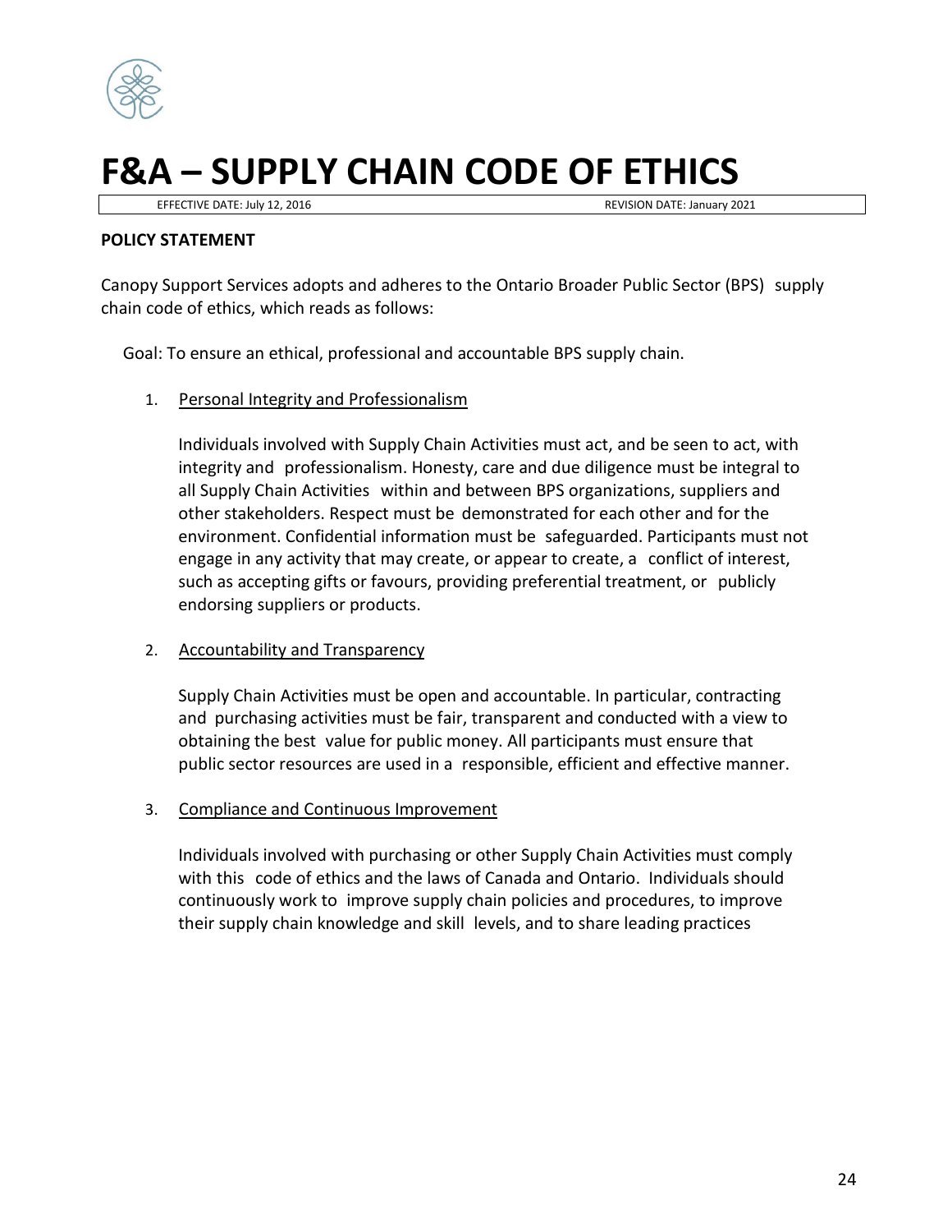# F&A – SUPPLY CHAIN CODE OF ETHICS

EFFECTIVE DATE: July 12, 2016 REVISION DATE: January 2021

**POLICY STATEMENT**

Canopy Support Services adopts and adheres to the Ontario Broader Public Sector (BPS) supply chain code of ethics, which reads as follows:

Goal: To ensure an ethical, professional and accountable BPS supply chain.

1. Personal Integrity and Professionalism

   Individuals involved with Supply Chain Activities must act, and be seen to act, with integrity and professionalism. Honesty, care and due diligence must be integral to all Supply Chain Activities within and between BPS organizations, suppliers and other stakeholders. Respect must be demonstrated for each other and for the environment. Confidential information must be safeguarded. Participants must not engage in any activity that may create, or appear to create, a conflict of interest, such as accepting gifts or favours, providing preferential treatment, or publicly endorsing suppliers or products.

2. Accountability and Transparency

   Supply Chain Activities must be open and accountable. In particular, contracting and purchasing activities must be fair, transparent and conducted with a view to obtaining the best value for public money. All participants must ensure that public sector resources are used in a responsible, efficient and effective manner.

3. Compliance and Continuous Improvement

   Individuals involved with purchasing or other Supply Chain Activities must comply with this code of ethics and the laws of Canada and Ontario. Individuals should continuously work to improve supply chain policies and procedures, to improve their supply chain knowledge and skill levels, and to share leading practices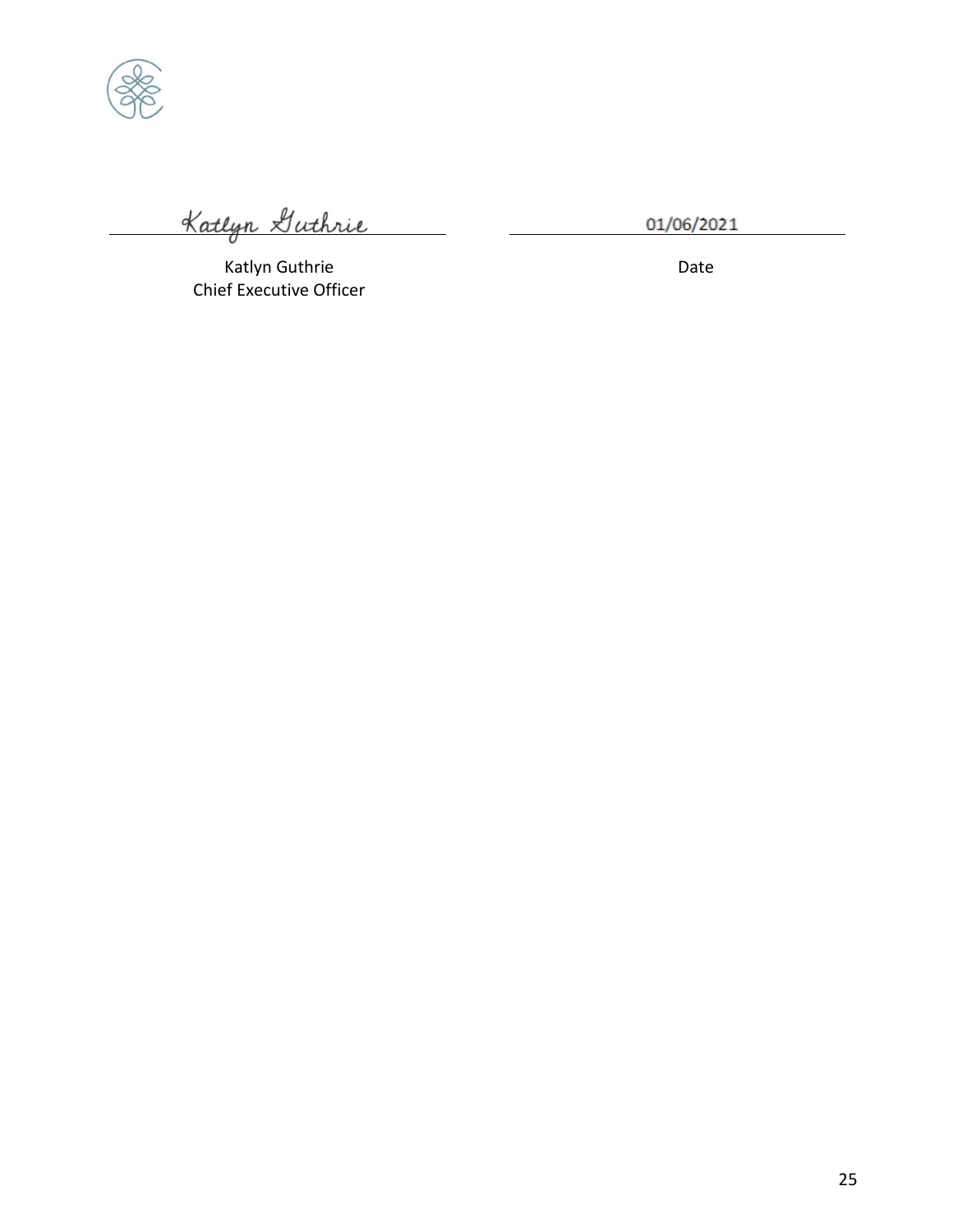Katlyn Guthrie

Katlyn Guthrie
Chief Executive Officer

01/06/2021

Date